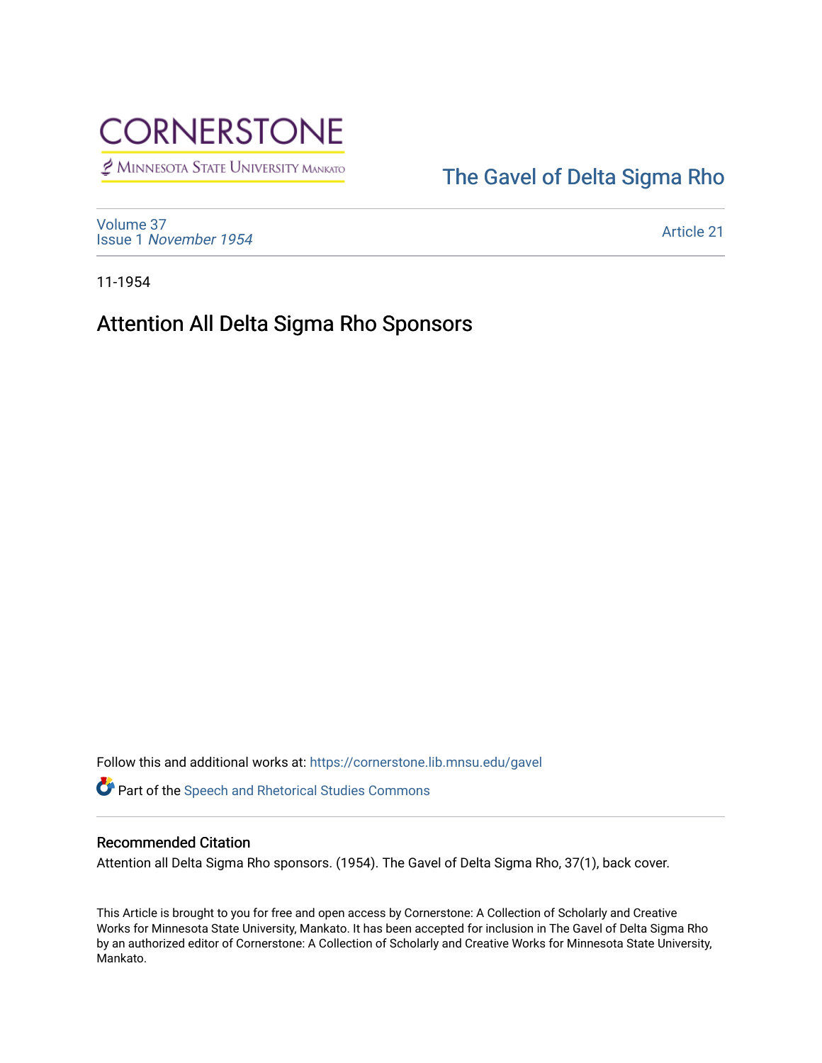CORNERSTONE

Minnesota State University Mankato

The Gavel of Delta Sigma Rho

Volume 37
Issue 1 *November 1954*

Article 21

11-1954

# Attention All Delta Sigma Rho Sponsors

Follow this and additional works at: https://cornerstone.lib.mnsu.edu/gavel

Part of the Speech and Rhetorical Studies Commons

## Recommended Citation

Attention all Delta Sigma Rho sponsors. (1954). The Gavel of Delta Sigma Rho, 37(1), back cover.

This Article is brought to you for free and open access by Cornerstone: A Collection of Scholarly and Creative Works for Minnesota State University, Mankato. It has been accepted for inclusion in The Gavel of Delta Sigma Rho by an authorized editor of Cornerstone: A Collection of Scholarly and Creative Works for Minnesota State University, Mankato.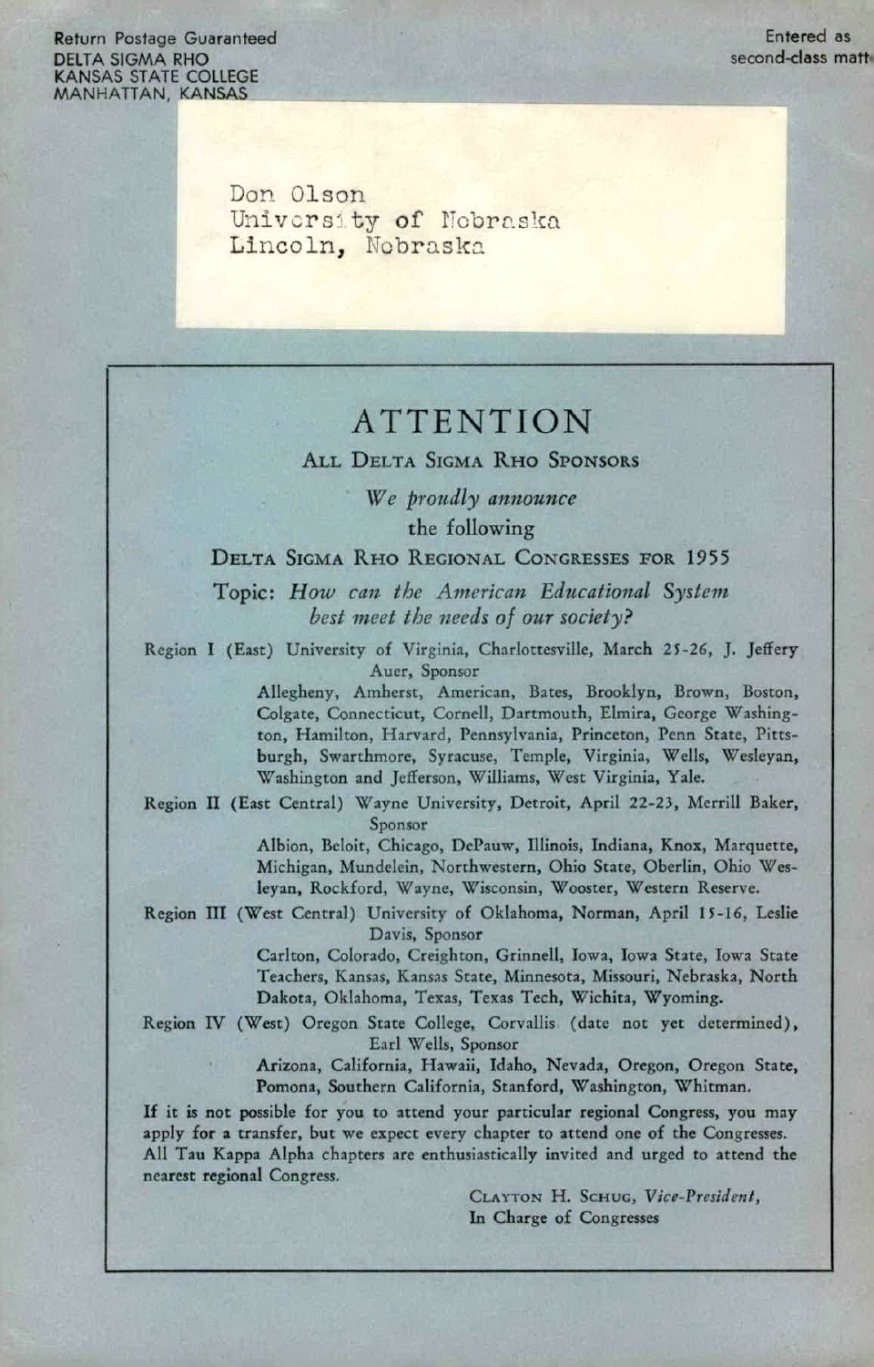Return Postage Guaranteed
DELTA SIGMA RHO
KANSAS STATE COLLEGE
MANHATTAN, KANSAS

Entered as
second-class matt

Don Olson
University of Nebraska
Lincoln, Nebraska

# ATTENTION

## All Delta Sigma Rho Sponsors

*We proudly announce*
the following

**Delta Sigma Rho Regional Congresses for 1955**

Topic: *How can the American Educational System best meet the needs of our society?*

Region I (East) University of Virginia, Charlottesville, March 25-26, J. Jeffery Auer, Sponsor

Allegheny, Amherst, American, Bates, Brooklyn, Brown, Boston, Colgate, Connecticut, Cornell, Dartmouth, Elmira, George Washington, Hamilton, Harvard, Pennsylvania, Princeton, Penn State, Pittsburgh, Swarthmore, Syracuse, Temple, Virginia, Wells, Wesleyan, Washington and Jefferson, Williams, West Virginia, Yale.

Region II (East Central) Wayne University, Detroit, April 22-23, Merrill Baker, Sponsor

Albion, Beloit, Chicago, DePauw, Illinois, Indiana, Knox, Marquette, Michigan, Mundelein, Northwestern, Ohio State, Oberlin, Ohio Wesleyan, Rockford, Wayne, Wisconsin, Wooster, Western Reserve.

Region III (West Central) University of Oklahoma, Norman, April 15-16, Leslie Davis, Sponsor

Carlton, Colorado, Creighton, Grinnell, Iowa, Iowa State, Iowa State Teachers, Kansas, Kansas State, Minnesota, Missouri, Nebraska, North Dakota, Oklahoma, Texas, Texas Tech, Wichita, Wyoming.

Region IV (West) Oregon State College, Corvallis (date not yet determined), Earl Wells, Sponsor

Arizona, California, Hawaii, Idaho, Nevada, Oregon, Oregon State, Pomona, Southern California, Stanford, Washington, Whitman.

If it is not possible for you to attend your particular regional Congress, you may apply for a transfer, but we expect every chapter to attend one of the Congresses. All Tau Kappa Alpha chapters are enthusiastically invited and urged to attend the nearest regional Congress.

Clayton H. Schug, *Vice-President*,
In Charge of Congresses